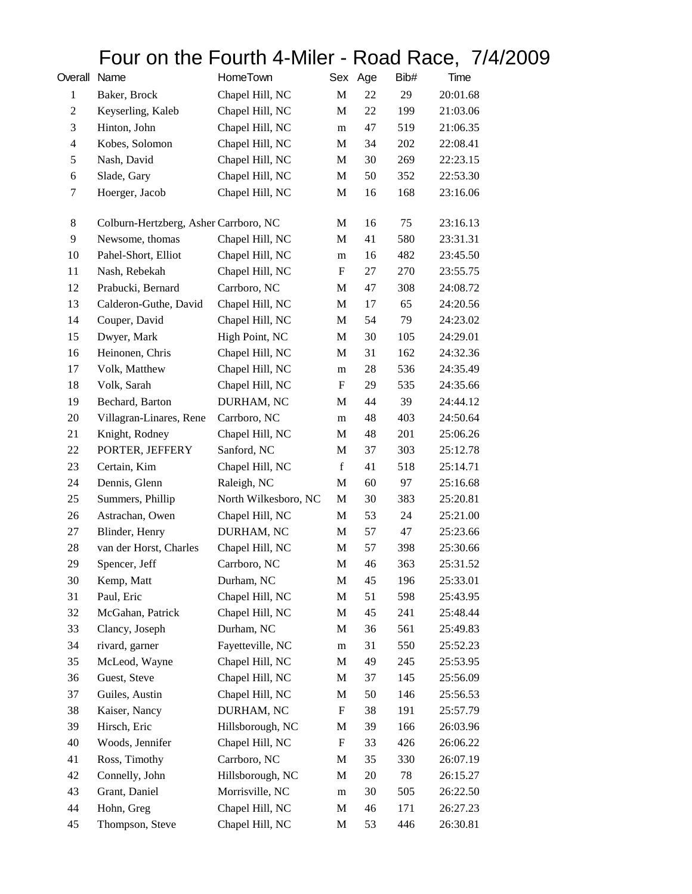# Four on the Fourth 4-Miler - Road Race, 7/4/2009

| Overall | Name | HomeTown | Sex | Age | Bib# | Time |
|---|---|---|---|---|---|---|
| 1 | Baker, Brock | Chapel Hill, NC | M | 22 | 29 | 20:01.68 |
| 2 | Keyserling, Kaleb | Chapel Hill, NC | M | 22 | 199 | 21:03.06 |
| 3 | Hinton, John | Chapel Hill, NC | m | 47 | 519 | 21:06.35 |
| 4 | Kobes, Solomon | Chapel Hill, NC | M | 34 | 202 | 22:08.41 |
| 5 | Nash, David | Chapel Hill, NC | M | 30 | 269 | 22:23.15 |
| 6 | Slade, Gary | Chapel Hill, NC | M | 50 | 352 | 22:53.30 |
| 7 | Hoerger, Jacob | Chapel Hill, NC | M | 16 | 168 | 23:16.06 |
| 8 | Colburn-Hertzberg, Asher | Carrboro, NC | M | 16 | 75 | 23:16.13 |
| 9 | Newsome, thomas | Chapel Hill, NC | M | 41 | 580 | 23:31.31 |
| 10 | Pahel-Short, Elliot | Chapel Hill, NC | m | 16 | 482 | 23:45.50 |
| 11 | Nash, Rebekah | Chapel Hill, NC | F | 27 | 270 | 23:55.75 |
| 12 | Prabucki, Bernard | Carrboro, NC | M | 47 | 308 | 24:08.72 |
| 13 | Calderon-Guthe, David | Chapel Hill, NC | M | 17 | 65 | 24:20.56 |
| 14 | Couper, David | Chapel Hill, NC | M | 54 | 79 | 24:23.02 |
| 15 | Dwyer, Mark | High Point, NC | M | 30 | 105 | 24:29.01 |
| 16 | Heinonen, Chris | Chapel Hill, NC | M | 31 | 162 | 24:32.36 |
| 17 | Volk, Matthew | Chapel Hill, NC | m | 28 | 536 | 24:35.49 |
| 18 | Volk, Sarah | Chapel Hill, NC | F | 29 | 535 | 24:35.66 |
| 19 | Bechard, Barton | DURHAM, NC | M | 44 | 39 | 24:44.12 |
| 20 | Villagran-Linares, Rene | Carrboro, NC | m | 48 | 403 | 24:50.64 |
| 21 | Knight, Rodney | Chapel Hill, NC | M | 48 | 201 | 25:06.26 |
| 22 | PORTER, JEFFERY | Sanford, NC | M | 37 | 303 | 25:12.78 |
| 23 | Certain, Kim | Chapel Hill, NC | f | 41 | 518 | 25:14.71 |
| 24 | Dennis, Glenn | Raleigh, NC | M | 60 | 97 | 25:16.68 |
| 25 | Summers, Phillip | North Wilkesboro, NC | M | 30 | 383 | 25:20.81 |
| 26 | Astrachan, Owen | Chapel Hill, NC | M | 53 | 24 | 25:21.00 |
| 27 | Blinder, Henry | DURHAM, NC | M | 57 | 47 | 25:23.66 |
| 28 | van der Horst, Charles | Chapel Hill, NC | M | 57 | 398 | 25:30.66 |
| 29 | Spencer, Jeff | Carrboro, NC | M | 46 | 363 | 25:31.52 |
| 30 | Kemp, Matt | Durham, NC | M | 45 | 196 | 25:33.01 |
| 31 | Paul, Eric | Chapel Hill, NC | M | 51 | 598 | 25:43.95 |
| 32 | McGahan, Patrick | Chapel Hill, NC | M | 45 | 241 | 25:48.44 |
| 33 | Clancy, Joseph | Durham, NC | M | 36 | 561 | 25:49.83 |
| 34 | rivard, garner | Fayetteville, NC | m | 31 | 550 | 25:52.23 |
| 35 | McLeod, Wayne | Chapel Hill, NC | M | 49 | 245 | 25:53.95 |
| 36 | Guest, Steve | Chapel Hill, NC | M | 37 | 145 | 25:56.09 |
| 37 | Guiles, Austin | Chapel Hill, NC | M | 50 | 146 | 25:56.53 |
| 38 | Kaiser, Nancy | DURHAM, NC | F | 38 | 191 | 25:57.79 |
| 39 | Hirsch, Eric | Hillsborough, NC | M | 39 | 166 | 26:03.96 |
| 40 | Woods, Jennifer | Chapel Hill, NC | F | 33 | 426 | 26:06.22 |
| 41 | Ross, Timothy | Carrboro, NC | M | 35 | 330 | 26:07.19 |
| 42 | Connelly, John | Hillsborough, NC | M | 20 | 78 | 26:15.27 |
| 43 | Grant, Daniel | Morrisville, NC | m | 30 | 505 | 26:22.50 |
| 44 | Hohn, Greg | Chapel Hill, NC | M | 46 | 171 | 26:27.23 |
| 45 | Thompson, Steve | Chapel Hill, NC | M | 53 | 446 | 26:30.81 |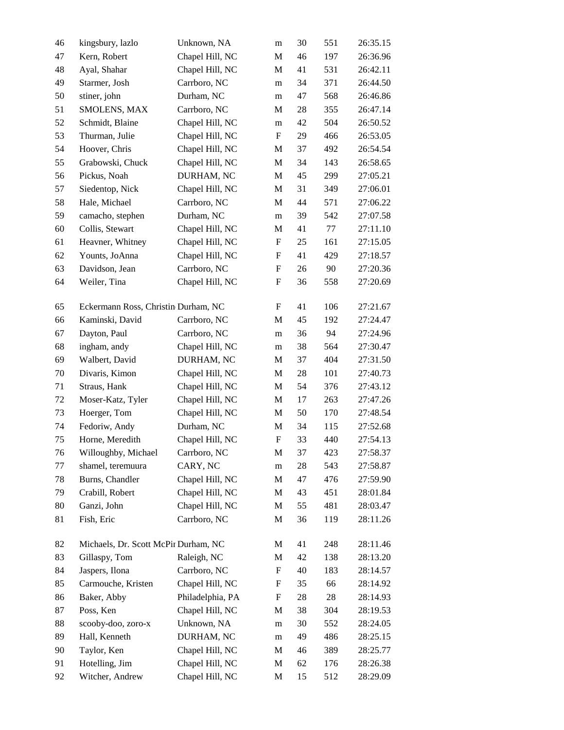| | | | | | | |
|---|---|---|---|---|---|---|
| 46 | kingsbury, lazlo | Unknown, NA | m | 30 | 551 | 26:35.15 |
| 47 | Kern, Robert | Chapel Hill, NC | M | 46 | 197 | 26:36.96 |
| 48 | Ayal, Shahar | Chapel Hill, NC | M | 41 | 531 | 26:42.11 |
| 49 | Starmer, Josh | Carrboro, NC | m | 34 | 371 | 26:44.50 |
| 50 | stiner, john | Durham, NC | m | 47 | 568 | 26:46.86 |
| 51 | SMOLENS, MAX | Carrboro, NC | M | 28 | 355 | 26:47.14 |
| 52 | Schmidt, Blaine | Chapel Hill, NC | m | 42 | 504 | 26:50.52 |
| 53 | Thurman, Julie | Chapel Hill, NC | F | 29 | 466 | 26:53.05 |
| 54 | Hoover, Chris | Chapel Hill, NC | M | 37 | 492 | 26:54.54 |
| 55 | Grabowski, Chuck | Chapel Hill, NC | M | 34 | 143 | 26:58.65 |
| 56 | Pickus, Noah | DURHAM, NC | M | 45 | 299 | 27:05.21 |
| 57 | Siedentop, Nick | Chapel Hill, NC | M | 31 | 349 | 27:06.01 |
| 58 | Hale, Michael | Carrboro, NC | M | 44 | 571 | 27:06.22 |
| 59 | camacho, stephen | Durham, NC | m | 39 | 542 | 27:07.58 |
| 60 | Collis, Stewart | Chapel Hill, NC | M | 41 | 77 | 27:11.10 |
| 61 | Heavner, Whitney | Chapel Hill, NC | F | 25 | 161 | 27:15.05 |
| 62 | Younts, JoAnna | Chapel Hill, NC | F | 41 | 429 | 27:18.57 |
| 63 | Davidson, Jean | Carrboro, NC | F | 26 | 90 | 27:20.36 |
| 64 | Weiler, Tina | Chapel Hill, NC | F | 36 | 558 | 27:20.69 |
| 65 | Eckermann Ross, Christin | Durham, NC | F | 41 | 106 | 27:21.67 |
| 66 | Kaminski, David | Carrboro, NC | M | 45 | 192 | 27:24.47 |
| 67 | Dayton, Paul | Carrboro, NC | m | 36 | 94 | 27:24.96 |
| 68 | ingham, andy | Chapel Hill, NC | m | 38 | 564 | 27:30.47 |
| 69 | Walbert, David | DURHAM, NC | M | 37 | 404 | 27:31.50 |
| 70 | Divaris, Kimon | Chapel Hill, NC | M | 28 | 101 | 27:40.73 |
| 71 | Straus, Hank | Chapel Hill, NC | M | 54 | 376 | 27:43.12 |
| 72 | Moser-Katz, Tyler | Chapel Hill, NC | M | 17 | 263 | 27:47.26 |
| 73 | Hoerger, Tom | Chapel Hill, NC | M | 50 | 170 | 27:48.54 |
| 74 | Fedoriw, Andy | Durham, NC | M | 34 | 115 | 27:52.68 |
| 75 | Horne, Meredith | Chapel Hill, NC | F | 33 | 440 | 27:54.13 |
| 76 | Willoughby, Michael | Carrboro, NC | M | 37 | 423 | 27:58.37 |
| 77 | shamel, teremuura | CARY, NC | m | 28 | 543 | 27:58.87 |
| 78 | Burns, Chandler | Chapel Hill, NC | M | 47 | 476 | 27:59.90 |
| 79 | Crabill, Robert | Chapel Hill, NC | M | 43 | 451 | 28:01.84 |
| 80 | Ganzi, John | Chapel Hill, NC | M | 55 | 481 | 28:03.47 |
| 81 | Fish, Eric | Carrboro, NC | M | 36 | 119 | 28:11.26 |
| 82 | Michaels, Dr. Scott McPh | Durham, NC | M | 41 | 248 | 28:11.46 |
| 83 | Gillaspy, Tom | Raleigh, NC | M | 42 | 138 | 28:13.20 |
| 84 | Jaspers, Ilona | Carrboro, NC | F | 40 | 183 | 28:14.57 |
| 85 | Carmouche, Kristen | Chapel Hill, NC | F | 35 | 66 | 28:14.92 |
| 86 | Baker, Abby | Philadelphia, PA | F | 28 | 28 | 28:14.93 |
| 87 | Poss, Ken | Chapel Hill, NC | M | 38 | 304 | 28:19.53 |
| 88 | scooby-doo, zoro-x | Unknown, NA | m | 30 | 552 | 28:24.05 |
| 89 | Hall, Kenneth | DURHAM, NC | m | 49 | 486 | 28:25.15 |
| 90 | Taylor, Ken | Chapel Hill, NC | M | 46 | 389 | 28:25.77 |
| 91 | Hotelling, Jim | Chapel Hill, NC | M | 62 | 176 | 28:26.38 |
| 92 | Witcher, Andrew | Chapel Hill, NC | M | 15 | 512 | 28:29.09 |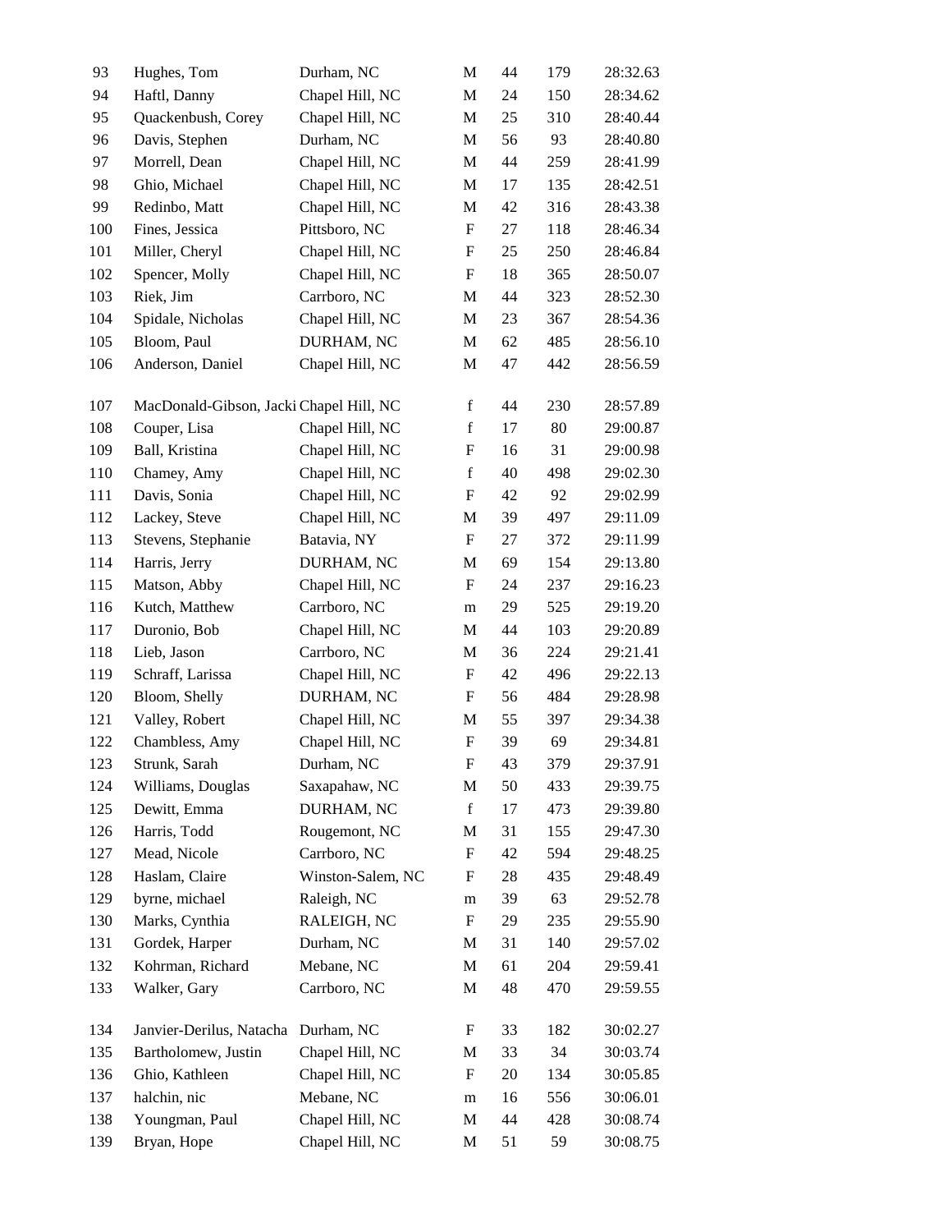| | | | | | | |
|---|---|---|---|---|---|---|
| 93 | Hughes, Tom | Durham, NC | M | 44 | 179 | 28:32.63 |
| 94 | Haftl, Danny | Chapel Hill, NC | M | 24 | 150 | 28:34.62 |
| 95 | Quackenbush, Corey | Chapel Hill, NC | M | 25 | 310 | 28:40.44 |
| 96 | Davis, Stephen | Durham, NC | M | 56 | 93 | 28:40.80 |
| 97 | Morrell, Dean | Chapel Hill, NC | M | 44 | 259 | 28:41.99 |
| 98 | Ghio, Michael | Chapel Hill, NC | M | 17 | 135 | 28:42.51 |
| 99 | Redinbo, Matt | Chapel Hill, NC | M | 42 | 316 | 28:43.38 |
| 100 | Fines, Jessica | Pittsboro, NC | F | 27 | 118 | 28:46.34 |
| 101 | Miller, Cheryl | Chapel Hill, NC | F | 25 | 250 | 28:46.84 |
| 102 | Spencer, Molly | Chapel Hill, NC | F | 18 | 365 | 28:50.07 |
| 103 | Riek, Jim | Carrboro, NC | M | 44 | 323 | 28:52.30 |
| 104 | Spidale, Nicholas | Chapel Hill, NC | M | 23 | 367 | 28:54.36 |
| 105 | Bloom, Paul | DURHAM, NC | M | 62 | 485 | 28:56.10 |
| 106 | Anderson, Daniel | Chapel Hill, NC | M | 47 | 442 | 28:56.59 |
| 107 | MacDonald-Gibson, Jacki | Chapel Hill, NC | f | 44 | 230 | 28:57.89 |
| 108 | Couper, Lisa | Chapel Hill, NC | f | 17 | 80 | 29:00.87 |
| 109 | Ball, Kristina | Chapel Hill, NC | F | 16 | 31 | 29:00.98 |
| 110 | Chamey, Amy | Chapel Hill, NC | f | 40 | 498 | 29:02.30 |
| 111 | Davis, Sonia | Chapel Hill, NC | F | 42 | 92 | 29:02.99 |
| 112 | Lackey, Steve | Chapel Hill, NC | M | 39 | 497 | 29:11.09 |
| 113 | Stevens, Stephanie | Batavia, NY | F | 27 | 372 | 29:11.99 |
| 114 | Harris, Jerry | DURHAM, NC | M | 69 | 154 | 29:13.80 |
| 115 | Matson, Abby | Chapel Hill, NC | F | 24 | 237 | 29:16.23 |
| 116 | Kutch, Matthew | Carrboro, NC | m | 29 | 525 | 29:19.20 |
| 117 | Duronio, Bob | Chapel Hill, NC | M | 44 | 103 | 29:20.89 |
| 118 | Lieb, Jason | Carrboro, NC | M | 36 | 224 | 29:21.41 |
| 119 | Schraff, Larissa | Chapel Hill, NC | F | 42 | 496 | 29:22.13 |
| 120 | Bloom, Shelly | DURHAM, NC | F | 56 | 484 | 29:28.98 |
| 121 | Valley, Robert | Chapel Hill, NC | M | 55 | 397 | 29:34.38 |
| 122 | Chambless, Amy | Chapel Hill, NC | F | 39 | 69 | 29:34.81 |
| 123 | Strunk, Sarah | Durham, NC | F | 43 | 379 | 29:37.91 |
| 124 | Williams, Douglas | Saxapahaw, NC | M | 50 | 433 | 29:39.75 |
| 125 | Dewitt, Emma | DURHAM, NC | f | 17 | 473 | 29:39.80 |
| 126 | Harris, Todd | Rougemont, NC | M | 31 | 155 | 29:47.30 |
| 127 | Mead, Nicole | Carrboro, NC | F | 42 | 594 | 29:48.25 |
| 128 | Haslam, Claire | Winston-Salem, NC | F | 28 | 435 | 29:48.49 |
| 129 | byrne, michael | Raleigh, NC | m | 39 | 63 | 29:52.78 |
| 130 | Marks, Cynthia | RALEIGH, NC | F | 29 | 235 | 29:55.90 |
| 131 | Gordek, Harper | Durham, NC | M | 31 | 140 | 29:57.02 |
| 132 | Kohrman, Richard | Mebane, NC | M | 61 | 204 | 29:59.41 |
| 133 | Walker, Gary | Carrboro, NC | M | 48 | 470 | 29:59.55 |
| 134 | Janvier-Derilus, Natacha | Durham, NC | F | 33 | 182 | 30:02.27 |
| 135 | Bartholomew, Justin | Chapel Hill, NC | M | 33 | 34 | 30:03.74 |
| 136 | Ghio, Kathleen | Chapel Hill, NC | F | 20 | 134 | 30:05.85 |
| 137 | halchin, nic | Mebane, NC | m | 16 | 556 | 30:06.01 |
| 138 | Youngman, Paul | Chapel Hill, NC | M | 44 | 428 | 30:08.74 |
| 139 | Bryan, Hope | Chapel Hill, NC | M | 51 | 59 | 30:08.75 |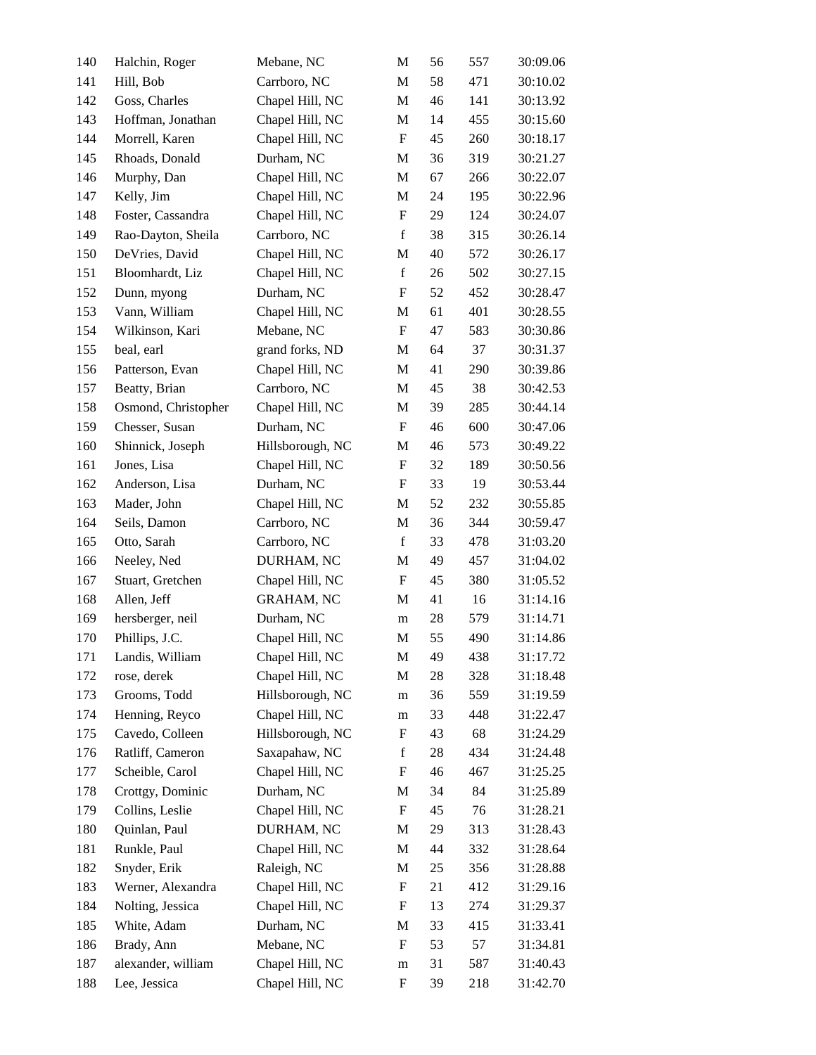| | | | | | | |
|---|---|---|---|---|---|---|
| 140 | Halchin, Roger | Mebane, NC | M | 56 | 557 | 30:09.06 |
| 141 | Hill, Bob | Carrboro, NC | M | 58 | 471 | 30:10.02 |
| 142 | Goss, Charles | Chapel Hill, NC | M | 46 | 141 | 30:13.92 |
| 143 | Hoffman, Jonathan | Chapel Hill, NC | M | 14 | 455 | 30:15.60 |
| 144 | Morrell, Karen | Chapel Hill, NC | F | 45 | 260 | 30:18.17 |
| 145 | Rhoads, Donald | Durham, NC | M | 36 | 319 | 30:21.27 |
| 146 | Murphy, Dan | Chapel Hill, NC | M | 67 | 266 | 30:22.07 |
| 147 | Kelly, Jim | Chapel Hill, NC | M | 24 | 195 | 30:22.96 |
| 148 | Foster, Cassandra | Chapel Hill, NC | F | 29 | 124 | 30:24.07 |
| 149 | Rao-Dayton, Sheila | Carrboro, NC | f | 38 | 315 | 30:26.14 |
| 150 | DeVries, David | Chapel Hill, NC | M | 40 | 572 | 30:26.17 |
| 151 | Bloomhardt, Liz | Chapel Hill, NC | f | 26 | 502 | 30:27.15 |
| 152 | Dunn, myong | Durham, NC | F | 52 | 452 | 30:28.47 |
| 153 | Vann, William | Chapel Hill, NC | M | 61 | 401 | 30:28.55 |
| 154 | Wilkinson, Kari | Mebane, NC | F | 47 | 583 | 30:30.86 |
| 155 | beal, earl | grand forks, ND | M | 64 | 37 | 30:31.37 |
| 156 | Patterson, Evan | Chapel Hill, NC | M | 41 | 290 | 30:39.86 |
| 157 | Beatty, Brian | Carrboro, NC | M | 45 | 38 | 30:42.53 |
| 158 | Osmond, Christopher | Chapel Hill, NC | M | 39 | 285 | 30:44.14 |
| 159 | Chesser, Susan | Durham, NC | F | 46 | 600 | 30:47.06 |
| 160 | Shinnick, Joseph | Hillsborough, NC | M | 46 | 573 | 30:49.22 |
| 161 | Jones, Lisa | Chapel Hill, NC | F | 32 | 189 | 30:50.56 |
| 162 | Anderson, Lisa | Durham, NC | F | 33 | 19 | 30:53.44 |
| 163 | Mader, John | Chapel Hill, NC | M | 52 | 232 | 30:55.85 |
| 164 | Seils, Damon | Carrboro, NC | M | 36 | 344 | 30:59.47 |
| 165 | Otto, Sarah | Carrboro, NC | f | 33 | 478 | 31:03.20 |
| 166 | Neeley, Ned | DURHAM, NC | M | 49 | 457 | 31:04.02 |
| 167 | Stuart, Gretchen | Chapel Hill, NC | F | 45 | 380 | 31:05.52 |
| 168 | Allen, Jeff | GRAHAM, NC | M | 41 | 16 | 31:14.16 |
| 169 | hersberger, neil | Durham, NC | m | 28 | 579 | 31:14.71 |
| 170 | Phillips, J.C. | Chapel Hill, NC | M | 55 | 490 | 31:14.86 |
| 171 | Landis, William | Chapel Hill, NC | M | 49 | 438 | 31:17.72 |
| 172 | rose, derek | Chapel Hill, NC | M | 28 | 328 | 31:18.48 |
| 173 | Grooms, Todd | Hillsborough, NC | m | 36 | 559 | 31:19.59 |
| 174 | Henning, Reyco | Chapel Hill, NC | m | 33 | 448 | 31:22.47 |
| 175 | Cavedo, Colleen | Hillsborough, NC | F | 43 | 68 | 31:24.29 |
| 176 | Ratliff, Cameron | Saxapahaw, NC | f | 28 | 434 | 31:24.48 |
| 177 | Scheible, Carol | Chapel Hill, NC | F | 46 | 467 | 31:25.25 |
| 178 | Crottgy, Dominic | Durham, NC | M | 34 | 84 | 31:25.89 |
| 179 | Collins, Leslie | Chapel Hill, NC | F | 45 | 76 | 31:28.21 |
| 180 | Quinlan, Paul | DURHAM, NC | M | 29 | 313 | 31:28.43 |
| 181 | Runkle, Paul | Chapel Hill, NC | M | 44 | 332 | 31:28.64 |
| 182 | Snyder, Erik | Raleigh, NC | M | 25 | 356 | 31:28.88 |
| 183 | Werner, Alexandra | Chapel Hill, NC | F | 21 | 412 | 31:29.16 |
| 184 | Nolting, Jessica | Chapel Hill, NC | F | 13 | 274 | 31:29.37 |
| 185 | White, Adam | Durham, NC | M | 33 | 415 | 31:33.41 |
| 186 | Brady, Ann | Mebane, NC | F | 53 | 57 | 31:34.81 |
| 187 | alexander, william | Chapel Hill, NC | m | 31 | 587 | 31:40.43 |
| 188 | Lee, Jessica | Chapel Hill, NC | F | 39 | 218 | 31:42.70 |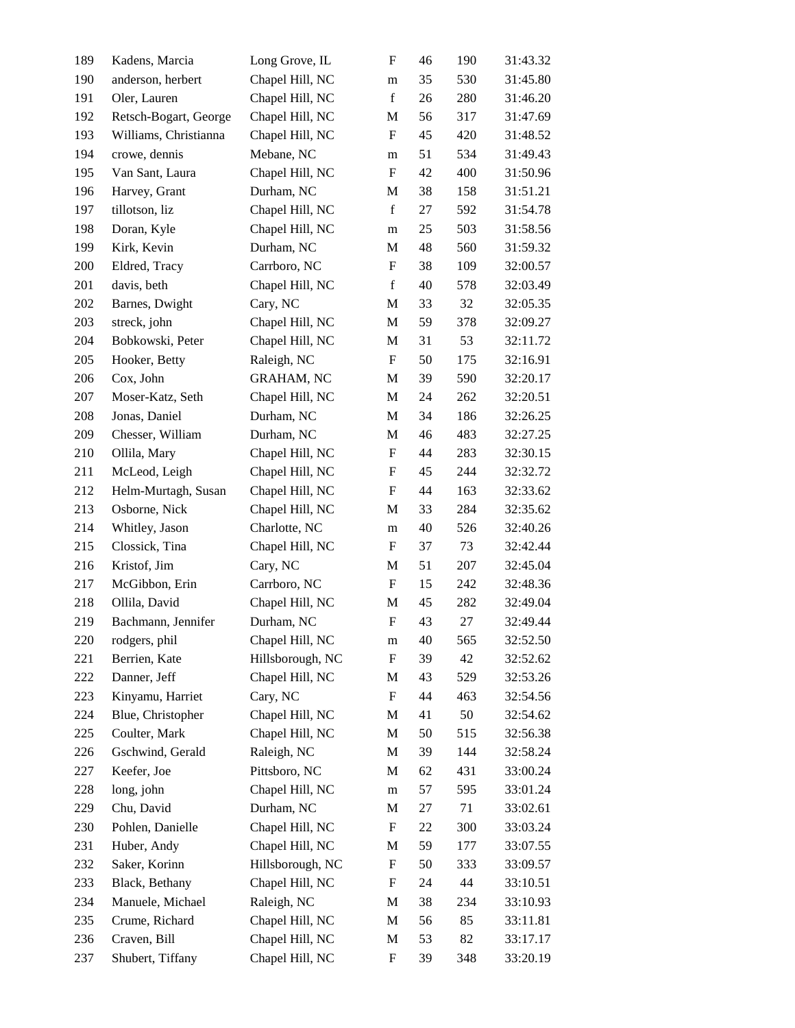| 189 | Kadens, Marcia | Long Grove, IL | F | 46 | 190 | 31:43.32 |
|---|---|---|---|---|---|---|
| 190 | anderson, herbert | Chapel Hill, NC | m | 35 | 530 | 31:45.80 |
| 191 | Oler, Lauren | Chapel Hill, NC | f | 26 | 280 | 31:46.20 |
| 192 | Retsch-Bogart, George | Chapel Hill, NC | M | 56 | 317 | 31:47.69 |
| 193 | Williams, Christianna | Chapel Hill, NC | F | 45 | 420 | 31:48.52 |
| 194 | crowe, dennis | Mebane, NC | m | 51 | 534 | 31:49.43 |
| 195 | Van Sant, Laura | Chapel Hill, NC | F | 42 | 400 | 31:50.96 |
| 196 | Harvey, Grant | Durham, NC | M | 38 | 158 | 31:51.21 |
| 197 | tillotson, liz | Chapel Hill, NC | f | 27 | 592 | 31:54.78 |
| 198 | Doran, Kyle | Chapel Hill, NC | m | 25 | 503 | 31:58.56 |
| 199 | Kirk, Kevin | Durham, NC | M | 48 | 560 | 31:59.32 |
| 200 | Eldred, Tracy | Carrboro, NC | F | 38 | 109 | 32:00.57 |
| 201 | davis, beth | Chapel Hill, NC | f | 40 | 578 | 32:03.49 |
| 202 | Barnes, Dwight | Cary, NC | M | 33 | 32 | 32:05.35 |
| 203 | streck, john | Chapel Hill, NC | M | 59 | 378 | 32:09.27 |
| 204 | Bobkowski, Peter | Chapel Hill, NC | M | 31 | 53 | 32:11.72 |
| 205 | Hooker, Betty | Raleigh, NC | F | 50 | 175 | 32:16.91 |
| 206 | Cox, John | GRAHAM, NC | M | 39 | 590 | 32:20.17 |
| 207 | Moser-Katz, Seth | Chapel Hill, NC | M | 24 | 262 | 32:20.51 |
| 208 | Jonas, Daniel | Durham, NC | M | 34 | 186 | 32:26.25 |
| 209 | Chesser, William | Durham, NC | M | 46 | 483 | 32:27.25 |
| 210 | Ollila, Mary | Chapel Hill, NC | F | 44 | 283 | 32:30.15 |
| 211 | McLeod, Leigh | Chapel Hill, NC | F | 45 | 244 | 32:32.72 |
| 212 | Helm-Murtagh, Susan | Chapel Hill, NC | F | 44 | 163 | 32:33.62 |
| 213 | Osborne, Nick | Chapel Hill, NC | M | 33 | 284 | 32:35.62 |
| 214 | Whitley, Jason | Charlotte, NC | m | 40 | 526 | 32:40.26 |
| 215 | Clossick, Tina | Chapel Hill, NC | F | 37 | 73 | 32:42.44 |
| 216 | Kristof, Jim | Cary, NC | M | 51 | 207 | 32:45.04 |
| 217 | McGibbon, Erin | Carrboro, NC | F | 15 | 242 | 32:48.36 |
| 218 | Ollila, David | Chapel Hill, NC | M | 45 | 282 | 32:49.04 |
| 219 | Bachmann, Jennifer | Durham, NC | F | 43 | 27 | 32:49.44 |
| 220 | rodgers, phil | Chapel Hill, NC | m | 40 | 565 | 32:52.50 |
| 221 | Berrien, Kate | Hillsborough, NC | F | 39 | 42 | 32:52.62 |
| 222 | Danner, Jeff | Chapel Hill, NC | M | 43 | 529 | 32:53.26 |
| 223 | Kinyamu, Harriet | Cary, NC | F | 44 | 463 | 32:54.56 |
| 224 | Blue, Christopher | Chapel Hill, NC | M | 41 | 50 | 32:54.62 |
| 225 | Coulter, Mark | Chapel Hill, NC | M | 50 | 515 | 32:56.38 |
| 226 | Gschwind, Gerald | Raleigh, NC | M | 39 | 144 | 32:58.24 |
| 227 | Keefer, Joe | Pittsboro, NC | M | 62 | 431 | 33:00.24 |
| 228 | long, john | Chapel Hill, NC | m | 57 | 595 | 33:01.24 |
| 229 | Chu, David | Durham, NC | M | 27 | 71 | 33:02.61 |
| 230 | Pohlen, Danielle | Chapel Hill, NC | F | 22 | 300 | 33:03.24 |
| 231 | Huber, Andy | Chapel Hill, NC | M | 59 | 177 | 33:07.55 |
| 232 | Saker, Korinn | Hillsborough, NC | F | 50 | 333 | 33:09.57 |
| 233 | Black, Bethany | Chapel Hill, NC | F | 24 | 44 | 33:10.51 |
| 234 | Manuele, Michael | Raleigh, NC | M | 38 | 234 | 33:10.93 |
| 235 | Crume, Richard | Chapel Hill, NC | M | 56 | 85 | 33:11.81 |
| 236 | Craven, Bill | Chapel Hill, NC | M | 53 | 82 | 33:17.17 |
| 237 | Shubert, Tiffany | Chapel Hill, NC | F | 39 | 348 | 33:20.19 |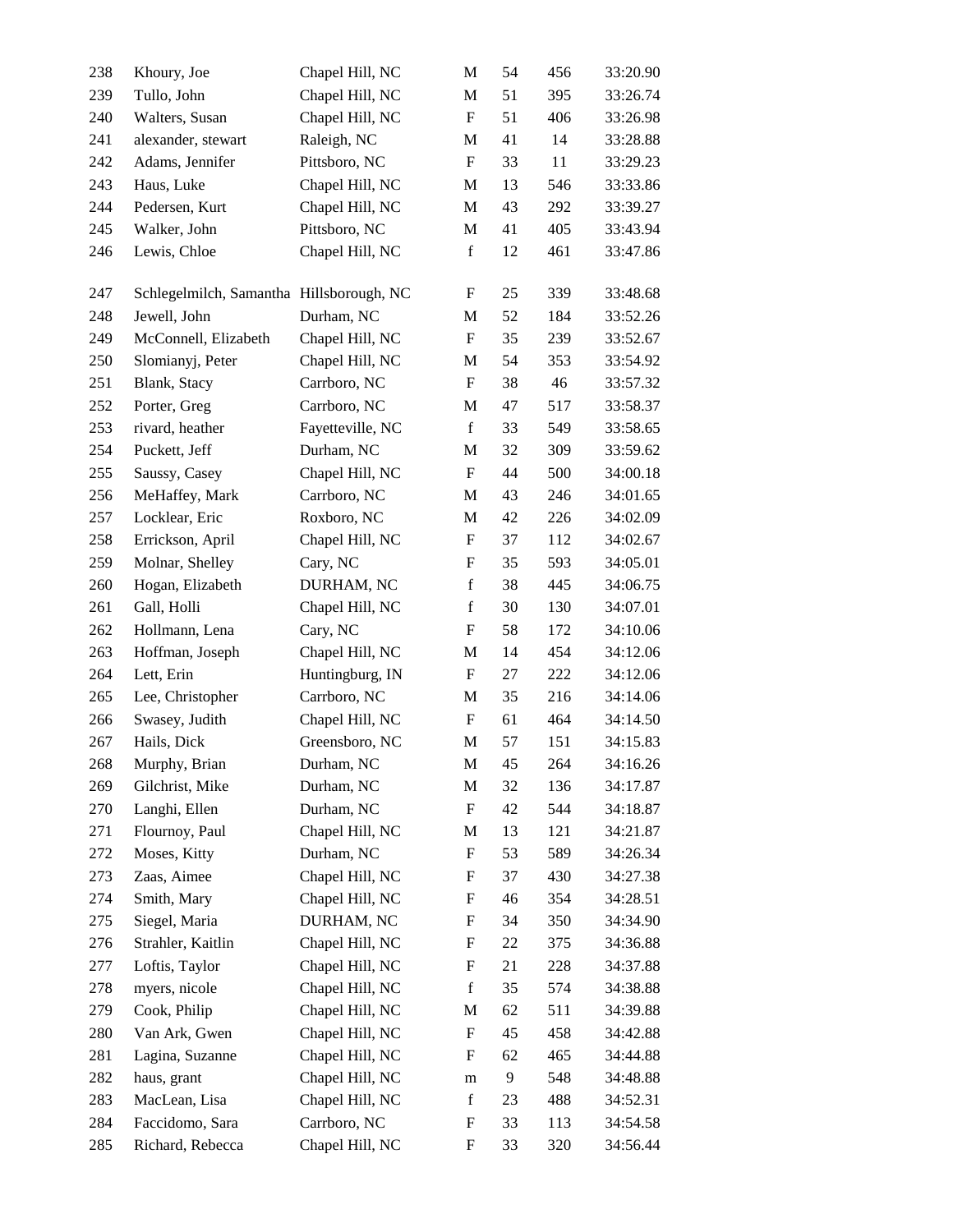| | | | | | | |
|---|---|---|---|---|---|---|
| 238 | Khoury, Joe | Chapel Hill, NC | M | 54 | 456 | 33:20.90 |
| 239 | Tullo, John | Chapel Hill, NC | M | 51 | 395 | 33:26.74 |
| 240 | Walters, Susan | Chapel Hill, NC | F | 51 | 406 | 33:26.98 |
| 241 | alexander, stewart | Raleigh, NC | M | 41 | 14 | 33:28.88 |
| 242 | Adams, Jennifer | Pittsboro, NC | F | 33 | 11 | 33:29.23 |
| 243 | Haus, Luke | Chapel Hill, NC | M | 13 | 546 | 33:33.86 |
| 244 | Pedersen, Kurt | Chapel Hill, NC | M | 43 | 292 | 33:39.27 |
| 245 | Walker, John | Pittsboro, NC | M | 41 | 405 | 33:43.94 |
| 246 | Lewis, Chloe | Chapel Hill, NC | f | 12 | 461 | 33:47.86 |
| 247 | Schlegelmilch, Samantha | Hillsborough, NC | F | 25 | 339 | 33:48.68 |
| 248 | Jewell, John | Durham, NC | M | 52 | 184 | 33:52.26 |
| 249 | McConnell, Elizabeth | Chapel Hill, NC | F | 35 | 239 | 33:52.67 |
| 250 | Slomianyj, Peter | Chapel Hill, NC | M | 54 | 353 | 33:54.92 |
| 251 | Blank, Stacy | Carrboro, NC | F | 38 | 46 | 33:57.32 |
| 252 | Porter, Greg | Carrboro, NC | M | 47 | 517 | 33:58.37 |
| 253 | rivard, heather | Fayetteville, NC | f | 33 | 549 | 33:58.65 |
| 254 | Puckett, Jeff | Durham, NC | M | 32 | 309 | 33:59.62 |
| 255 | Saussy, Casey | Chapel Hill, NC | F | 44 | 500 | 34:00.18 |
| 256 | MeHaffey, Mark | Carrboro, NC | M | 43 | 246 | 34:01.65 |
| 257 | Locklear, Eric | Roxboro, NC | M | 42 | 226 | 34:02.09 |
| 258 | Errickson, April | Chapel Hill, NC | F | 37 | 112 | 34:02.67 |
| 259 | Molnar, Shelley | Cary, NC | F | 35 | 593 | 34:05.01 |
| 260 | Hogan, Elizabeth | DURHAM, NC | f | 38 | 445 | 34:06.75 |
| 261 | Gall, Holli | Chapel Hill, NC | f | 30 | 130 | 34:07.01 |
| 262 | Hollmann, Lena | Cary, NC | F | 58 | 172 | 34:10.06 |
| 263 | Hoffman, Joseph | Chapel Hill, NC | M | 14 | 454 | 34:12.06 |
| 264 | Lett, Erin | Huntingburg, IN | F | 27 | 222 | 34:12.06 |
| 265 | Lee, Christopher | Carrboro, NC | M | 35 | 216 | 34:14.06 |
| 266 | Swasey, Judith | Chapel Hill, NC | F | 61 | 464 | 34:14.50 |
| 267 | Hails, Dick | Greensboro, NC | M | 57 | 151 | 34:15.83 |
| 268 | Murphy, Brian | Durham, NC | M | 45 | 264 | 34:16.26 |
| 269 | Gilchrist, Mike | Durham, NC | M | 32 | 136 | 34:17.87 |
| 270 | Langhi, Ellen | Durham, NC | F | 42 | 544 | 34:18.87 |
| 271 | Flournoy, Paul | Chapel Hill, NC | M | 13 | 121 | 34:21.87 |
| 272 | Moses, Kitty | Durham, NC | F | 53 | 589 | 34:26.34 |
| 273 | Zaas, Aimee | Chapel Hill, NC | F | 37 | 430 | 34:27.38 |
| 274 | Smith, Mary | Chapel Hill, NC | F | 46 | 354 | 34:28.51 |
| 275 | Siegel, Maria | DURHAM, NC | F | 34 | 350 | 34:34.90 |
| 276 | Strahler, Kaitlin | Chapel Hill, NC | F | 22 | 375 | 34:36.88 |
| 277 | Loftis, Taylor | Chapel Hill, NC | F | 21 | 228 | 34:37.88 |
| 278 | myers, nicole | Chapel Hill, NC | f | 35 | 574 | 34:38.88 |
| 279 | Cook, Philip | Chapel Hill, NC | M | 62 | 511 | 34:39.88 |
| 280 | Van Ark, Gwen | Chapel Hill, NC | F | 45 | 458 | 34:42.88 |
| 281 | Lagina, Suzanne | Chapel Hill, NC | F | 62 | 465 | 34:44.88 |
| 282 | haus, grant | Chapel Hill, NC | m | 9 | 548 | 34:48.88 |
| 283 | MacLean, Lisa | Chapel Hill, NC | f | 23 | 488 | 34:52.31 |
| 284 | Faccidomo, Sara | Carrboro, NC | F | 33 | 113 | 34:54.58 |
| 285 | Richard, Rebecca | Chapel Hill, NC | F | 33 | 320 | 34:56.44 |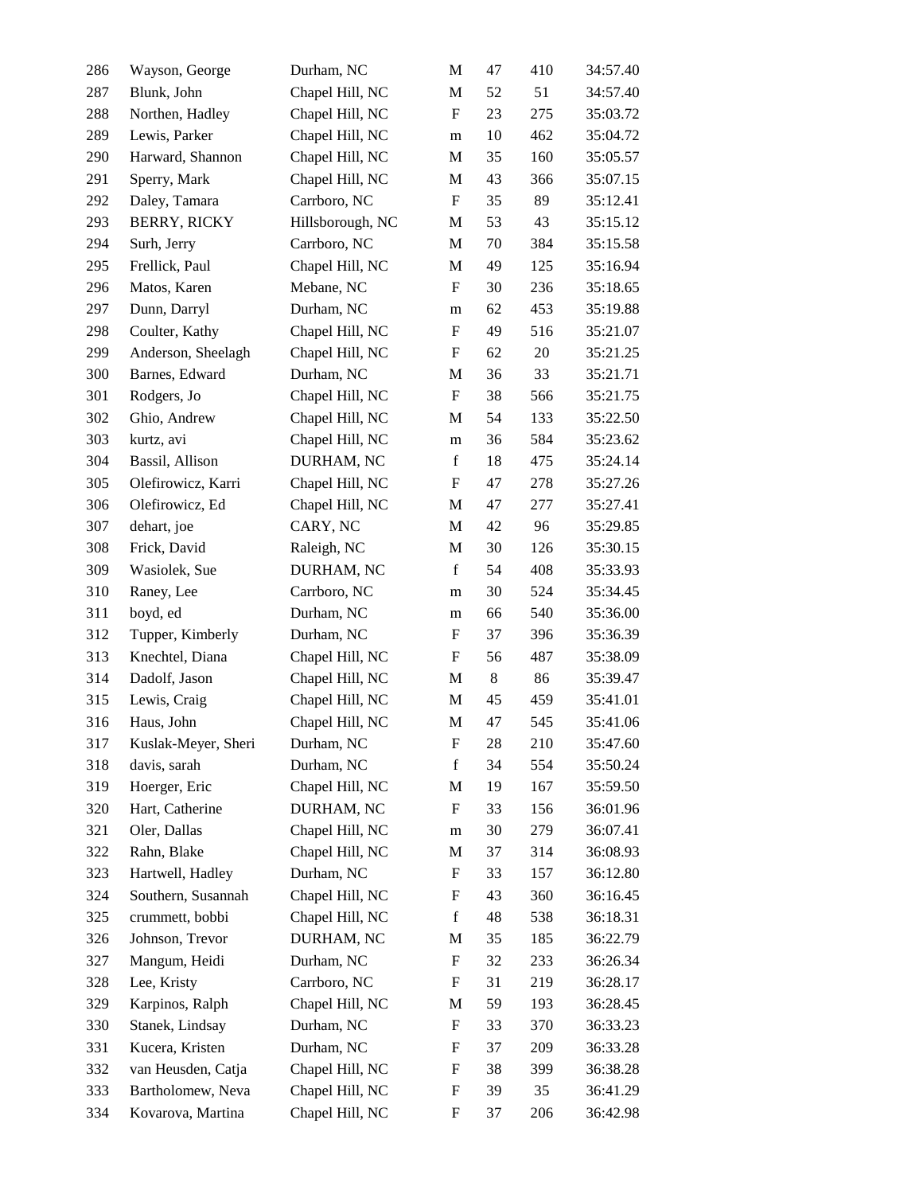| | | | | | | |
|---|---|---|---|---|---|---|
| 286 | Wayson, George | Durham, NC | M | 47 | 410 | 34:57.40 |
| 287 | Blunk, John | Chapel Hill, NC | M | 52 | 51 | 34:57.40 |
| 288 | Northen, Hadley | Chapel Hill, NC | F | 23 | 275 | 35:03.72 |
| 289 | Lewis, Parker | Chapel Hill, NC | m | 10 | 462 | 35:04.72 |
| 290 | Harward, Shannon | Chapel Hill, NC | M | 35 | 160 | 35:05.57 |
| 291 | Sperry, Mark | Chapel Hill, NC | M | 43 | 366 | 35:07.15 |
| 292 | Daley, Tamara | Carrboro, NC | F | 35 | 89 | 35:12.41 |
| 293 | BERRY, RICKY | Hillsborough, NC | M | 53 | 43 | 35:15.12 |
| 294 | Surh, Jerry | Carrboro, NC | M | 70 | 384 | 35:15.58 |
| 295 | Frellick, Paul | Chapel Hill, NC | M | 49 | 125 | 35:16.94 |
| 296 | Matos, Karen | Mebane, NC | F | 30 | 236 | 35:18.65 |
| 297 | Dunn, Darryl | Durham, NC | m | 62 | 453 | 35:19.88 |
| 298 | Coulter, Kathy | Chapel Hill, NC | F | 49 | 516 | 35:21.07 |
| 299 | Anderson, Sheelagh | Chapel Hill, NC | F | 62 | 20 | 35:21.25 |
| 300 | Barnes, Edward | Durham, NC | M | 36 | 33 | 35:21.71 |
| 301 | Rodgers, Jo | Chapel Hill, NC | F | 38 | 566 | 35:21.75 |
| 302 | Ghio, Andrew | Chapel Hill, NC | M | 54 | 133 | 35:22.50 |
| 303 | kurtz, avi | Chapel Hill, NC | m | 36 | 584 | 35:23.62 |
| 304 | Bassil, Allison | DURHAM, NC | f | 18 | 475 | 35:24.14 |
| 305 | Olefirowicz, Karri | Chapel Hill, NC | F | 47 | 278 | 35:27.26 |
| 306 | Olefirowicz, Ed | Chapel Hill, NC | M | 47 | 277 | 35:27.41 |
| 307 | dehart, joe | CARY, NC | M | 42 | 96 | 35:29.85 |
| 308 | Frick, David | Raleigh, NC | M | 30 | 126 | 35:30.15 |
| 309 | Wasiolek, Sue | DURHAM, NC | f | 54 | 408 | 35:33.93 |
| 310 | Raney, Lee | Carrboro, NC | m | 30 | 524 | 35:34.45 |
| 311 | boyd, ed | Durham, NC | m | 66 | 540 | 35:36.00 |
| 312 | Tupper, Kimberly | Durham, NC | F | 37 | 396 | 35:36.39 |
| 313 | Knechtel, Diana | Chapel Hill, NC | F | 56 | 487 | 35:38.09 |
| 314 | Dadolf, Jason | Chapel Hill, NC | M | 8 | 86 | 35:39.47 |
| 315 | Lewis, Craig | Chapel Hill, NC | M | 45 | 459 | 35:41.01 |
| 316 | Haus, John | Chapel Hill, NC | M | 47 | 545 | 35:41.06 |
| 317 | Kuslak-Meyer, Sheri | Durham, NC | F | 28 | 210 | 35:47.60 |
| 318 | davis, sarah | Durham, NC | f | 34 | 554 | 35:50.24 |
| 319 | Hoerger, Eric | Chapel Hill, NC | M | 19 | 167 | 35:59.50 |
| 320 | Hart, Catherine | DURHAM, NC | F | 33 | 156 | 36:01.96 |
| 321 | Oler, Dallas | Chapel Hill, NC | m | 30 | 279 | 36:07.41 |
| 322 | Rahn, Blake | Chapel Hill, NC | M | 37 | 314 | 36:08.93 |
| 323 | Hartwell, Hadley | Durham, NC | F | 33 | 157 | 36:12.80 |
| 324 | Southern, Susannah | Chapel Hill, NC | F | 43 | 360 | 36:16.45 |
| 325 | crummett, bobbi | Chapel Hill, NC | f | 48 | 538 | 36:18.31 |
| 326 | Johnson, Trevor | DURHAM, NC | M | 35 | 185 | 36:22.79 |
| 327 | Mangum, Heidi | Durham, NC | F | 32 | 233 | 36:26.34 |
| 328 | Lee, Kristy | Carrboro, NC | F | 31 | 219 | 36:28.17 |
| 329 | Karpinos, Ralph | Chapel Hill, NC | M | 59 | 193 | 36:28.45 |
| 330 | Stanek, Lindsay | Durham, NC | F | 33 | 370 | 36:33.23 |
| 331 | Kucera, Kristen | Durham, NC | F | 37 | 209 | 36:33.28 |
| 332 | van Heusden, Catja | Chapel Hill, NC | F | 38 | 399 | 36:38.28 |
| 333 | Bartholomew, Neva | Chapel Hill, NC | F | 39 | 35 | 36:41.29 |
| 334 | Kovarova, Martina | Chapel Hill, NC | F | 37 | 206 | 36:42.98 |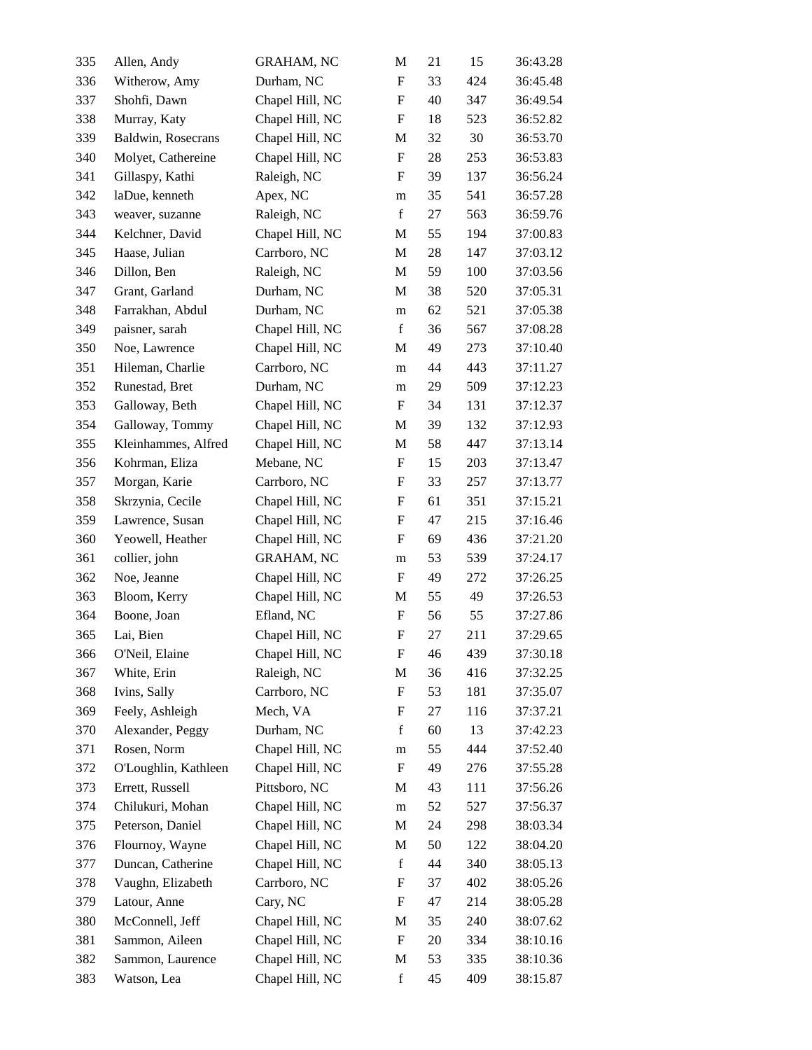| 335 | Allen, Andy | GRAHAM, NC | M | 21 | 15 | 36:43.28 |
|---|---|---|---|---|---|---|
| 336 | Witherow, Amy | Durham, NC | F | 33 | 424 | 36:45.48 |
| 337 | Shohfi, Dawn | Chapel Hill, NC | F | 40 | 347 | 36:49.54 |
| 338 | Murray, Katy | Chapel Hill, NC | F | 18 | 523 | 36:52.82 |
| 339 | Baldwin, Rosecrans | Chapel Hill, NC | M | 32 | 30 | 36:53.70 |
| 340 | Molyet, Cathereine | Chapel Hill, NC | F | 28 | 253 | 36:53.83 |
| 341 | Gillaspy, Kathi | Raleigh, NC | F | 39 | 137 | 36:56.24 |
| 342 | laDue, kenneth | Apex, NC | m | 35 | 541 | 36:57.28 |
| 343 | weaver, suzanne | Raleigh, NC | f | 27 | 563 | 36:59.76 |
| 344 | Kelchner, David | Chapel Hill, NC | M | 55 | 194 | 37:00.83 |
| 345 | Haase, Julian | Carrboro, NC | M | 28 | 147 | 37:03.12 |
| 346 | Dillon, Ben | Raleigh, NC | M | 59 | 100 | 37:03.56 |
| 347 | Grant, Garland | Durham, NC | M | 38 | 520 | 37:05.31 |
| 348 | Farrakhan, Abdul | Durham, NC | m | 62 | 521 | 37:05.38 |
| 349 | paisner, sarah | Chapel Hill, NC | f | 36 | 567 | 37:08.28 |
| 350 | Noe, Lawrence | Chapel Hill, NC | M | 49 | 273 | 37:10.40 |
| 351 | Hileman, Charlie | Carrboro, NC | m | 44 | 443 | 37:11.27 |
| 352 | Runestad, Bret | Durham, NC | m | 29 | 509 | 37:12.23 |
| 353 | Galloway, Beth | Chapel Hill, NC | F | 34 | 131 | 37:12.37 |
| 354 | Galloway, Tommy | Chapel Hill, NC | M | 39 | 132 | 37:12.93 |
| 355 | Kleinhammes, Alfred | Chapel Hill, NC | M | 58 | 447 | 37:13.14 |
| 356 | Kohrman, Eliza | Mebane, NC | F | 15 | 203 | 37:13.47 |
| 357 | Morgan, Karie | Carrboro, NC | F | 33 | 257 | 37:13.77 |
| 358 | Skrzynia, Cecile | Chapel Hill, NC | F | 61 | 351 | 37:15.21 |
| 359 | Lawrence, Susan | Chapel Hill, NC | F | 47 | 215 | 37:16.46 |
| 360 | Yeowell, Heather | Chapel Hill, NC | F | 69 | 436 | 37:21.20 |
| 361 | collier, john | GRAHAM, NC | m | 53 | 539 | 37:24.17 |
| 362 | Noe, Jeanne | Chapel Hill, NC | F | 49 | 272 | 37:26.25 |
| 363 | Bloom, Kerry | Chapel Hill, NC | M | 55 | 49 | 37:26.53 |
| 364 | Boone, Joan | Efland, NC | F | 56 | 55 | 37:27.86 |
| 365 | Lai, Bien | Chapel Hill, NC | F | 27 | 211 | 37:29.65 |
| 366 | O'Neil, Elaine | Chapel Hill, NC | F | 46 | 439 | 37:30.18 |
| 367 | White, Erin | Raleigh, NC | M | 36 | 416 | 37:32.25 |
| 368 | Ivins, Sally | Carrboro, NC | F | 53 | 181 | 37:35.07 |
| 369 | Feely, Ashleigh | Mech, VA | F | 27 | 116 | 37:37.21 |
| 370 | Alexander, Peggy | Durham, NC | f | 60 | 13 | 37:42.23 |
| 371 | Rosen, Norm | Chapel Hill, NC | m | 55 | 444 | 37:52.40 |
| 372 | O'Loughlin, Kathleen | Chapel Hill, NC | F | 49 | 276 | 37:55.28 |
| 373 | Errett, Russell | Pittsboro, NC | M | 43 | 111 | 37:56.26 |
| 374 | Chilukuri, Mohan | Chapel Hill, NC | m | 52 | 527 | 37:56.37 |
| 375 | Peterson, Daniel | Chapel Hill, NC | M | 24 | 298 | 38:03.34 |
| 376 | Flournoy, Wayne | Chapel Hill, NC | M | 50 | 122 | 38:04.20 |
| 377 | Duncan, Catherine | Chapel Hill, NC | f | 44 | 340 | 38:05.13 |
| 378 | Vaughn, Elizabeth | Carrboro, NC | F | 37 | 402 | 38:05.26 |
| 379 | Latour, Anne | Cary, NC | F | 47 | 214 | 38:05.28 |
| 380 | McConnell, Jeff | Chapel Hill, NC | M | 35 | 240 | 38:07.62 |
| 381 | Sammon, Aileen | Chapel Hill, NC | F | 20 | 334 | 38:10.16 |
| 382 | Sammon, Laurence | Chapel Hill, NC | M | 53 | 335 | 38:10.36 |
| 383 | Watson, Lea | Chapel Hill, NC | f | 45 | 409 | 38:15.87 |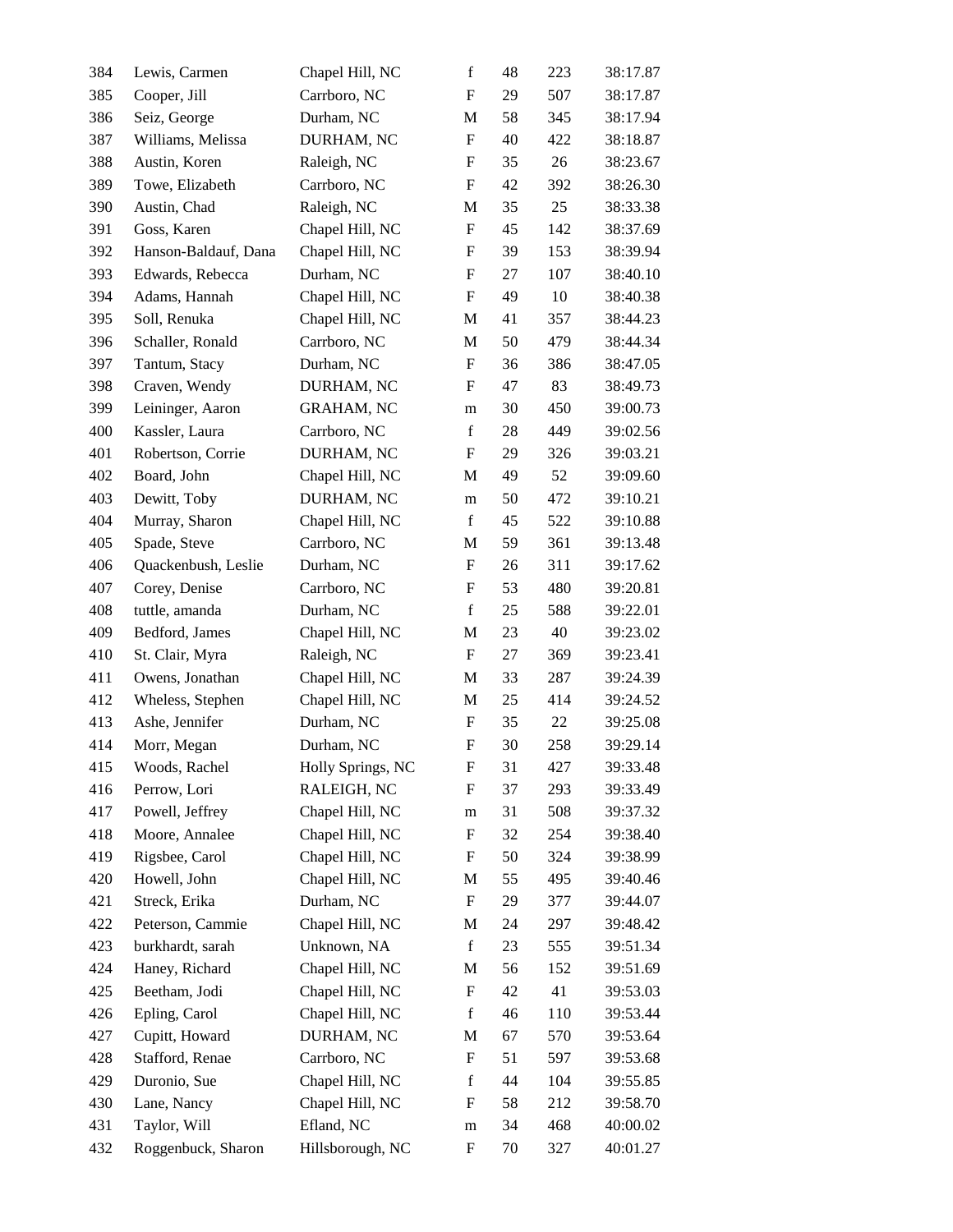| | | | | | | |
|---|---|---|---|---|---|---|
| 384 | Lewis, Carmen | Chapel Hill, NC | f | 48 | 223 | 38:17.87 |
| 385 | Cooper, Jill | Carrboro, NC | F | 29 | 507 | 38:17.87 |
| 386 | Seiz, George | Durham, NC | M | 58 | 345 | 38:17.94 |
| 387 | Williams, Melissa | DURHAM, NC | F | 40 | 422 | 38:18.87 |
| 388 | Austin, Koren | Raleigh, NC | F | 35 | 26 | 38:23.67 |
| 389 | Towe, Elizabeth | Carrboro, NC | F | 42 | 392 | 38:26.30 |
| 390 | Austin, Chad | Raleigh, NC | M | 35 | 25 | 38:33.38 |
| 391 | Goss, Karen | Chapel Hill, NC | F | 45 | 142 | 38:37.69 |
| 392 | Hanson-Baldauf, Dana | Chapel Hill, NC | F | 39 | 153 | 38:39.94 |
| 393 | Edwards, Rebecca | Durham, NC | F | 27 | 107 | 38:40.10 |
| 394 | Adams, Hannah | Chapel Hill, NC | F | 49 | 10 | 38:40.38 |
| 395 | Soll, Renuka | Chapel Hill, NC | M | 41 | 357 | 38:44.23 |
| 396 | Schaller, Ronald | Carrboro, NC | M | 50 | 479 | 38:44.34 |
| 397 | Tantum, Stacy | Durham, NC | F | 36 | 386 | 38:47.05 |
| 398 | Craven, Wendy | DURHAM, NC | F | 47 | 83 | 38:49.73 |
| 399 | Leininger, Aaron | GRAHAM, NC | m | 30 | 450 | 39:00.73 |
| 400 | Kassler, Laura | Carrboro, NC | f | 28 | 449 | 39:02.56 |
| 401 | Robertson, Corrie | DURHAM, NC | F | 29 | 326 | 39:03.21 |
| 402 | Board, John | Chapel Hill, NC | M | 49 | 52 | 39:09.60 |
| 403 | Dewitt, Toby | DURHAM, NC | m | 50 | 472 | 39:10.21 |
| 404 | Murray, Sharon | Chapel Hill, NC | f | 45 | 522 | 39:10.88 |
| 405 | Spade, Steve | Carrboro, NC | M | 59 | 361 | 39:13.48 |
| 406 | Quackenbush, Leslie | Durham, NC | F | 26 | 311 | 39:17.62 |
| 407 | Corey, Denise | Carrboro, NC | F | 53 | 480 | 39:20.81 |
| 408 | tuttle, amanda | Durham, NC | f | 25 | 588 | 39:22.01 |
| 409 | Bedford, James | Chapel Hill, NC | M | 23 | 40 | 39:23.02 |
| 410 | St. Clair, Myra | Raleigh, NC | F | 27 | 369 | 39:23.41 |
| 411 | Owens, Jonathan | Chapel Hill, NC | M | 33 | 287 | 39:24.39 |
| 412 | Wheless, Stephen | Chapel Hill, NC | M | 25 | 414 | 39:24.52 |
| 413 | Ashe, Jennifer | Durham, NC | F | 35 | 22 | 39:25.08 |
| 414 | Morr, Megan | Durham, NC | F | 30 | 258 | 39:29.14 |
| 415 | Woods, Rachel | Holly Springs, NC | F | 31 | 427 | 39:33.48 |
| 416 | Perrow, Lori | RALEIGH, NC | F | 37 | 293 | 39:33.49 |
| 417 | Powell, Jeffrey | Chapel Hill, NC | m | 31 | 508 | 39:37.32 |
| 418 | Moore, Annalee | Chapel Hill, NC | F | 32 | 254 | 39:38.40 |
| 419 | Rigsbee, Carol | Chapel Hill, NC | F | 50 | 324 | 39:38.99 |
| 420 | Howell, John | Chapel Hill, NC | M | 55 | 495 | 39:40.46 |
| 421 | Streck, Erika | Durham, NC | F | 29 | 377 | 39:44.07 |
| 422 | Peterson, Cammie | Chapel Hill, NC | M | 24 | 297 | 39:48.42 |
| 423 | burkhardt, sarah | Unknown, NA | f | 23 | 555 | 39:51.34 |
| 424 | Haney, Richard | Chapel Hill, NC | M | 56 | 152 | 39:51.69 |
| 425 | Beetham, Jodi | Chapel Hill, NC | F | 42 | 41 | 39:53.03 |
| 426 | Epling, Carol | Chapel Hill, NC | f | 46 | 110 | 39:53.44 |
| 427 | Cupitt, Howard | DURHAM, NC | M | 67 | 570 | 39:53.64 |
| 428 | Stafford, Renae | Carrboro, NC | F | 51 | 597 | 39:53.68 |
| 429 | Duronio, Sue | Chapel Hill, NC | f | 44 | 104 | 39:55.85 |
| 430 | Lane, Nancy | Chapel Hill, NC | F | 58 | 212 | 39:58.70 |
| 431 | Taylor, Will | Efland, NC | m | 34 | 468 | 40:00.02 |
| 432 | Roggenbuck, Sharon | Hillsborough, NC | F | 70 | 327 | 40:01.27 |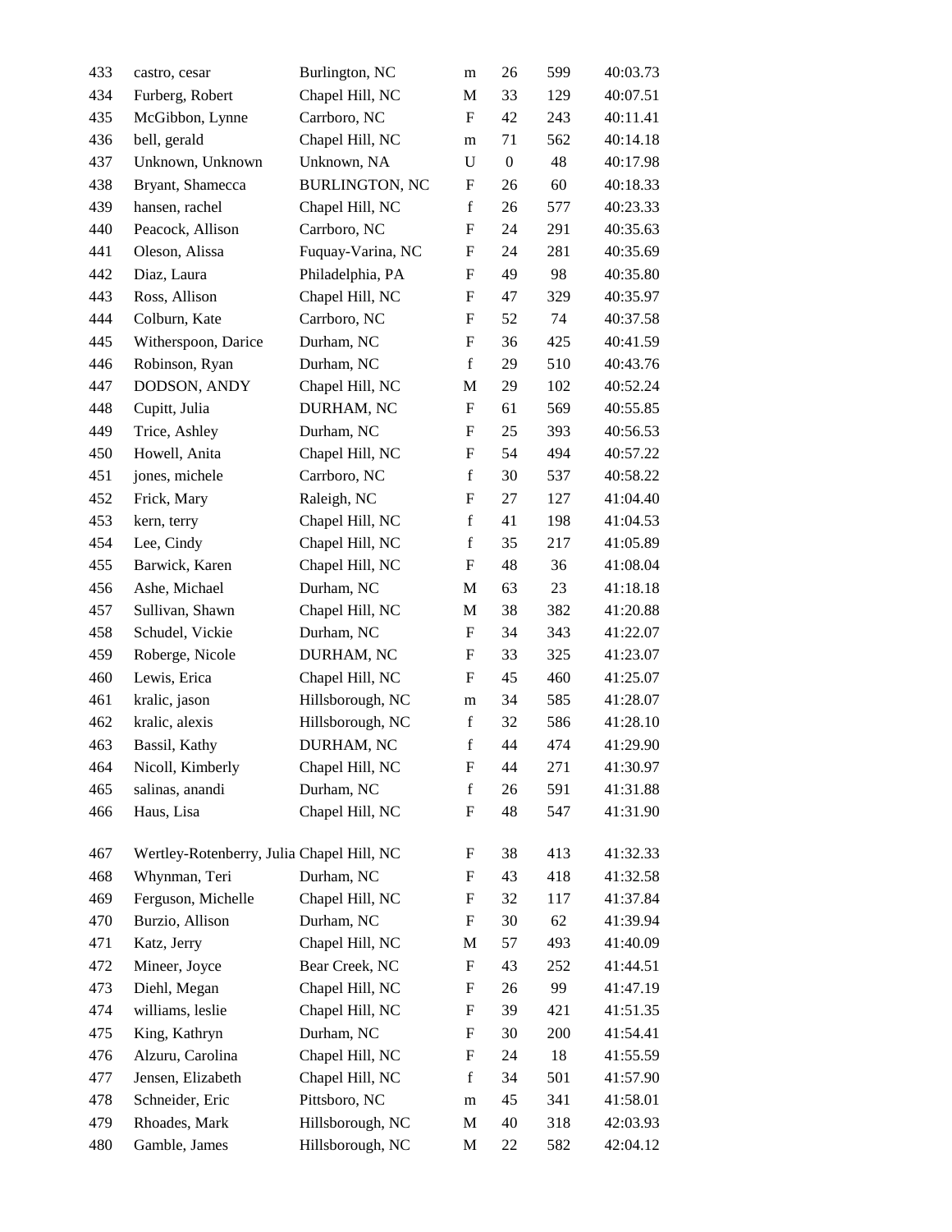| | | | | | | |
|---|---|---|---|---|---|---|
| 433 | castro, cesar | Burlington, NC | m | 26 | 599 | 40:03.73 |
| 434 | Furberg, Robert | Chapel Hill, NC | M | 33 | 129 | 40:07.51 |
| 435 | McGibbon, Lynne | Carrboro, NC | F | 42 | 243 | 40:11.41 |
| 436 | bell, gerald | Chapel Hill, NC | m | 71 | 562 | 40:14.18 |
| 437 | Unknown, Unknown | Unknown, NA | U | 0 | 48 | 40:17.98 |
| 438 | Bryant, Shamecca | BURLINGTON, NC | F | 26 | 60 | 40:18.33 |
| 439 | hansen, rachel | Chapel Hill, NC | f | 26 | 577 | 40:23.33 |
| 440 | Peacock, Allison | Carrboro, NC | F | 24 | 291 | 40:35.63 |
| 441 | Oleson, Alissa | Fuquay-Varina, NC | F | 24 | 281 | 40:35.69 |
| 442 | Diaz, Laura | Philadelphia, PA | F | 49 | 98 | 40:35.80 |
| 443 | Ross, Allison | Chapel Hill, NC | F | 47 | 329 | 40:35.97 |
| 444 | Colburn, Kate | Carrboro, NC | F | 52 | 74 | 40:37.58 |
| 445 | Witherspoon, Darice | Durham, NC | F | 36 | 425 | 40:41.59 |
| 446 | Robinson, Ryan | Durham, NC | f | 29 | 510 | 40:43.76 |
| 447 | DODSON, ANDY | Chapel Hill, NC | M | 29 | 102 | 40:52.24 |
| 448 | Cupitt, Julia | DURHAM, NC | F | 61 | 569 | 40:55.85 |
| 449 | Trice, Ashley | Durham, NC | F | 25 | 393 | 40:56.53 |
| 450 | Howell, Anita | Chapel Hill, NC | F | 54 | 494 | 40:57.22 |
| 451 | jones, michele | Carrboro, NC | f | 30 | 537 | 40:58.22 |
| 452 | Frick, Mary | Raleigh, NC | F | 27 | 127 | 41:04.40 |
| 453 | kern, terry | Chapel Hill, NC | f | 41 | 198 | 41:04.53 |
| 454 | Lee, Cindy | Chapel Hill, NC | f | 35 | 217 | 41:05.89 |
| 455 | Barwick, Karen | Chapel Hill, NC | F | 48 | 36 | 41:08.04 |
| 456 | Ashe, Michael | Durham, NC | M | 63 | 23 | 41:18.18 |
| 457 | Sullivan, Shawn | Chapel Hill, NC | M | 38 | 382 | 41:20.88 |
| 458 | Schudel, Vickie | Durham, NC | F | 34 | 343 | 41:22.07 |
| 459 | Roberge, Nicole | DURHAM, NC | F | 33 | 325 | 41:23.07 |
| 460 | Lewis, Erica | Chapel Hill, NC | F | 45 | 460 | 41:25.07 |
| 461 | kralic, jason | Hillsborough, NC | m | 34 | 585 | 41:28.07 |
| 462 | kralic, alexis | Hillsborough, NC | f | 32 | 586 | 41:28.10 |
| 463 | Bassil, Kathy | DURHAM, NC | f | 44 | 474 | 41:29.90 |
| 464 | Nicoll, Kimberly | Chapel Hill, NC | F | 44 | 271 | 41:30.97 |
| 465 | salinas, anandi | Durham, NC | f | 26 | 591 | 41:31.88 |
| 466 | Haus, Lisa | Chapel Hill, NC | F | 48 | 547 | 41:31.90 |
| 467 | Wertley-Rotenberry, Julia | Chapel Hill, NC | F | 38 | 413 | 41:32.33 |
| 468 | Whynman, Teri | Durham, NC | F | 43 | 418 | 41:32.58 |
| 469 | Ferguson, Michelle | Chapel Hill, NC | F | 32 | 117 | 41:37.84 |
| 470 | Burzio, Allison | Durham, NC | F | 30 | 62 | 41:39.94 |
| 471 | Katz, Jerry | Chapel Hill, NC | M | 57 | 493 | 41:40.09 |
| 472 | Mineer, Joyce | Bear Creek, NC | F | 43 | 252 | 41:44.51 |
| 473 | Diehl, Megan | Chapel Hill, NC | F | 26 | 99 | 41:47.19 |
| 474 | williams, leslie | Chapel Hill, NC | F | 39 | 421 | 41:51.35 |
| 475 | King, Kathryn | Durham, NC | F | 30 | 200 | 41:54.41 |
| 476 | Alzuru, Carolina | Chapel Hill, NC | F | 24 | 18 | 41:55.59 |
| 477 | Jensen, Elizabeth | Chapel Hill, NC | f | 34 | 501 | 41:57.90 |
| 478 | Schneider, Eric | Pittsboro, NC | m | 45 | 341 | 41:58.01 |
| 479 | Rhoades, Mark | Hillsborough, NC | M | 40 | 318 | 42:03.93 |
| 480 | Gamble, James | Hillsborough, NC | M | 22 | 582 | 42:04.12 |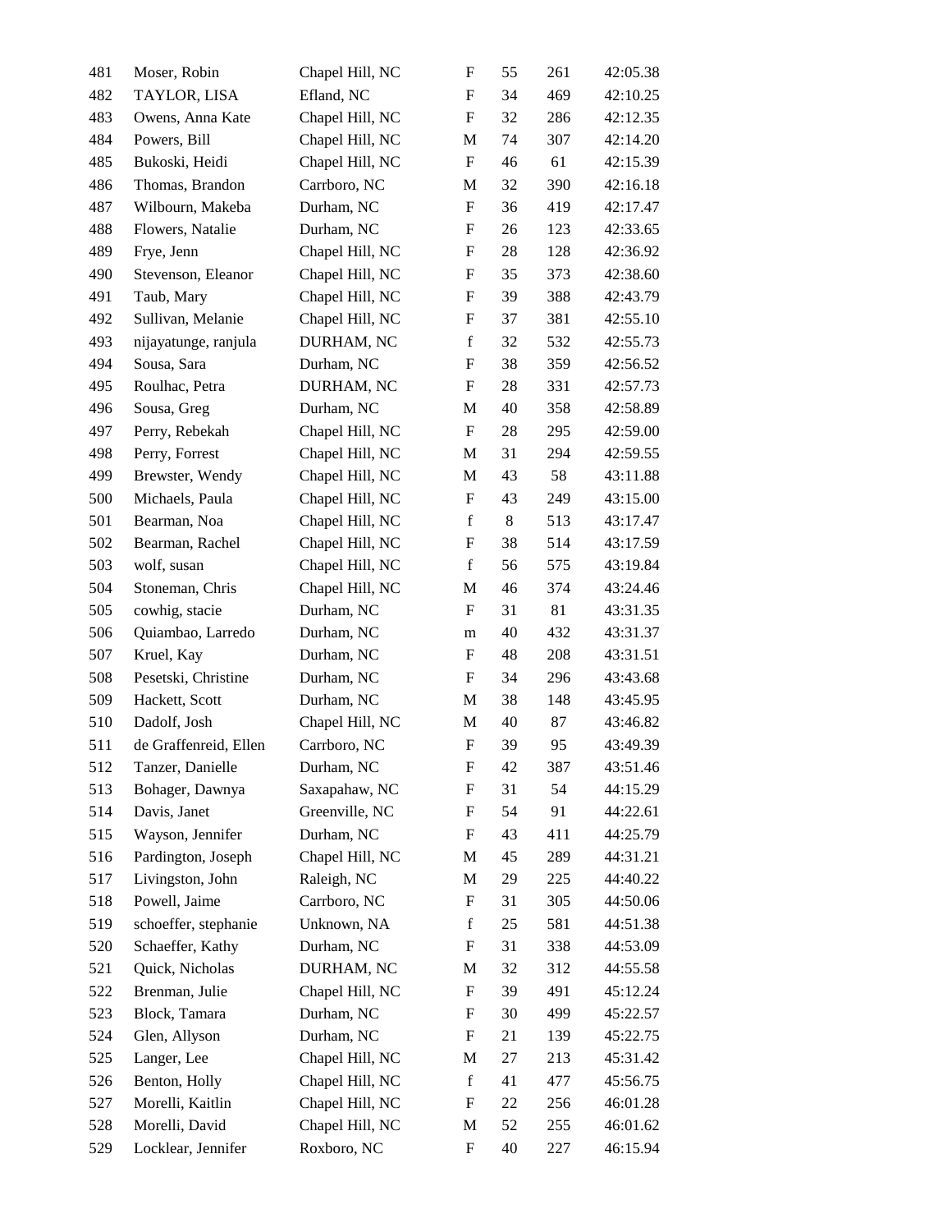| | | | | | | |
|---|---|---|---|---|---|---|
| 481 | Moser, Robin | Chapel Hill, NC | F | 55 | 261 | 42:05.38 |
| 482 | TAYLOR, LISA | Efland, NC | F | 34 | 469 | 42:10.25 |
| 483 | Owens, Anna Kate | Chapel Hill, NC | F | 32 | 286 | 42:12.35 |
| 484 | Powers, Bill | Chapel Hill, NC | M | 74 | 307 | 42:14.20 |
| 485 | Bukoski, Heidi | Chapel Hill, NC | F | 46 | 61 | 42:15.39 |
| 486 | Thomas, Brandon | Carrboro, NC | M | 32 | 390 | 42:16.18 |
| 487 | Wilbourn, Makeba | Durham, NC | F | 36 | 419 | 42:17.47 |
| 488 | Flowers, Natalie | Durham, NC | F | 26 | 123 | 42:33.65 |
| 489 | Frye, Jenn | Chapel Hill, NC | F | 28 | 128 | 42:36.92 |
| 490 | Stevenson, Eleanor | Chapel Hill, NC | F | 35 | 373 | 42:38.60 |
| 491 | Taub, Mary | Chapel Hill, NC | F | 39 | 388 | 42:43.79 |
| 492 | Sullivan, Melanie | Chapel Hill, NC | F | 37 | 381 | 42:55.10 |
| 493 | nijayatunge, ranjula | DURHAM, NC | f | 32 | 532 | 42:55.73 |
| 494 | Sousa, Sara | Durham, NC | F | 38 | 359 | 42:56.52 |
| 495 | Roulhac, Petra | DURHAM, NC | F | 28 | 331 | 42:57.73 |
| 496 | Sousa, Greg | Durham, NC | M | 40 | 358 | 42:58.89 |
| 497 | Perry, Rebekah | Chapel Hill, NC | F | 28 | 295 | 42:59.00 |
| 498 | Perry, Forrest | Chapel Hill, NC | M | 31 | 294 | 42:59.55 |
| 499 | Brewster, Wendy | Chapel Hill, NC | M | 43 | 58 | 43:11.88 |
| 500 | Michaels, Paula | Chapel Hill, NC | F | 43 | 249 | 43:15.00 |
| 501 | Bearman, Noa | Chapel Hill, NC | f | 8 | 513 | 43:17.47 |
| 502 | Bearman, Rachel | Chapel Hill, NC | F | 38 | 514 | 43:17.59 |
| 503 | wolf, susan | Chapel Hill, NC | f | 56 | 575 | 43:19.84 |
| 504 | Stoneman, Chris | Chapel Hill, NC | M | 46 | 374 | 43:24.46 |
| 505 | cowhig, stacie | Durham, NC | F | 31 | 81 | 43:31.35 |
| 506 | Quiambao, Larredo | Durham, NC | m | 40 | 432 | 43:31.37 |
| 507 | Kruel, Kay | Durham, NC | F | 48 | 208 | 43:31.51 |
| 508 | Pesetski, Christine | Durham, NC | F | 34 | 296 | 43:43.68 |
| 509 | Hackett, Scott | Durham, NC | M | 38 | 148 | 43:45.95 |
| 510 | Dadolf, Josh | Chapel Hill, NC | M | 40 | 87 | 43:46.82 |
| 511 | de Graffenreid, Ellen | Carrboro, NC | F | 39 | 95 | 43:49.39 |
| 512 | Tanzer, Danielle | Durham, NC | F | 42 | 387 | 43:51.46 |
| 513 | Bohager, Dawnya | Saxapahaw, NC | F | 31 | 54 | 44:15.29 |
| 514 | Davis, Janet | Greenville, NC | F | 54 | 91 | 44:22.61 |
| 515 | Wayson, Jennifer | Durham, NC | F | 43 | 411 | 44:25.79 |
| 516 | Pardington, Joseph | Chapel Hill, NC | M | 45 | 289 | 44:31.21 |
| 517 | Livingston, John | Raleigh, NC | M | 29 | 225 | 44:40.22 |
| 518 | Powell, Jaime | Carrboro, NC | F | 31 | 305 | 44:50.06 |
| 519 | schoeffer, stephanie | Unknown, NA | f | 25 | 581 | 44:51.38 |
| 520 | Schaeffer, Kathy | Durham, NC | F | 31 | 338 | 44:53.09 |
| 521 | Quick, Nicholas | DURHAM, NC | M | 32 | 312 | 44:55.58 |
| 522 | Brenman, Julie | Chapel Hill, NC | F | 39 | 491 | 45:12.24 |
| 523 | Block, Tamara | Durham, NC | F | 30 | 499 | 45:22.57 |
| 524 | Glen, Allyson | Durham, NC | F | 21 | 139 | 45:22.75 |
| 525 | Langer, Lee | Chapel Hill, NC | M | 27 | 213 | 45:31.42 |
| 526 | Benton, Holly | Chapel Hill, NC | f | 41 | 477 | 45:56.75 |
| 527 | Morelli, Kaitlin | Chapel Hill, NC | F | 22 | 256 | 46:01.28 |
| 528 | Morelli, David | Chapel Hill, NC | M | 52 | 255 | 46:01.62 |
| 529 | Locklear, Jennifer | Roxboro, NC | F | 40 | 227 | 46:15.94 |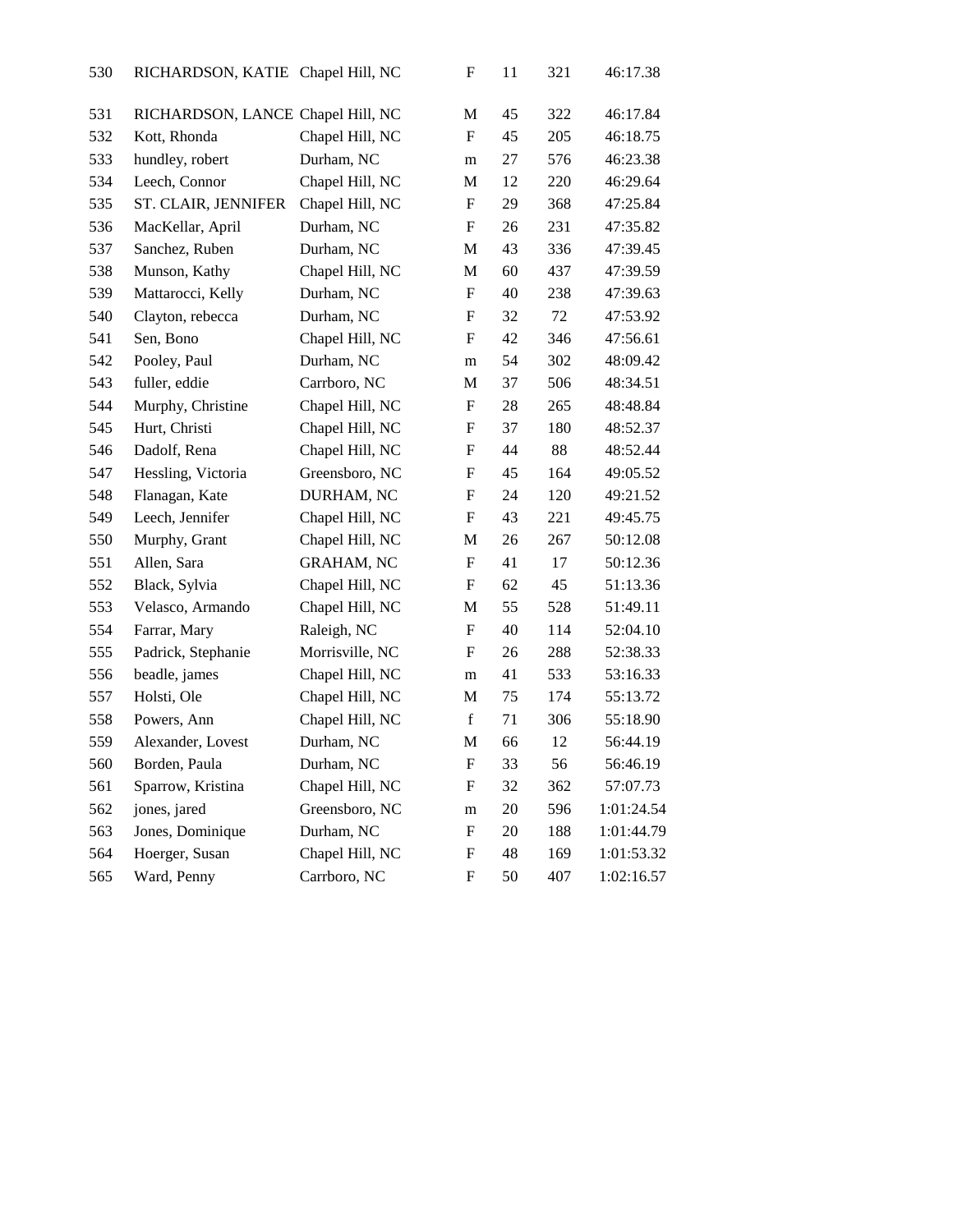| | | | | | | |
|---|---|---|---|---|---|---|
| 530 | RICHARDSON, KATIE | Chapel Hill, NC | F | 11 | 321 | 46:17.38 |
| 531 | RICHARDSON, LANCE | Chapel Hill, NC | M | 45 | 322 | 46:17.84 |
| 532 | Kott, Rhonda | Chapel Hill, NC | F | 45 | 205 | 46:18.75 |
| 533 | hundley, robert | Durham, NC | m | 27 | 576 | 46:23.38 |
| 534 | Leech, Connor | Chapel Hill, NC | M | 12 | 220 | 46:29.64 |
| 535 | ST. CLAIR, JENNIFER | Chapel Hill, NC | F | 29 | 368 | 47:25.84 |
| 536 | MacKellar, April | Durham, NC | F | 26 | 231 | 47:35.82 |
| 537 | Sanchez, Ruben | Durham, NC | M | 43 | 336 | 47:39.45 |
| 538 | Munson, Kathy | Chapel Hill, NC | M | 60 | 437 | 47:39.59 |
| 539 | Mattarocci, Kelly | Durham, NC | F | 40 | 238 | 47:39.63 |
| 540 | Clayton, rebecca | Durham, NC | F | 32 | 72 | 47:53.92 |
| 541 | Sen, Bono | Chapel Hill, NC | F | 42 | 346 | 47:56.61 |
| 542 | Pooley, Paul | Durham, NC | m | 54 | 302 | 48:09.42 |
| 543 | fuller, eddie | Carrboro, NC | M | 37 | 506 | 48:34.51 |
| 544 | Murphy, Christine | Chapel Hill, NC | F | 28 | 265 | 48:48.84 |
| 545 | Hurt, Christi | Chapel Hill, NC | F | 37 | 180 | 48:52.37 |
| 546 | Dadolf, Rena | Chapel Hill, NC | F | 44 | 88 | 48:52.44 |
| 547 | Hessling, Victoria | Greensboro, NC | F | 45 | 164 | 49:05.52 |
| 548 | Flanagan, Kate | DURHAM, NC | F | 24 | 120 | 49:21.52 |
| 549 | Leech, Jennifer | Chapel Hill, NC | F | 43 | 221 | 49:45.75 |
| 550 | Murphy, Grant | Chapel Hill, NC | M | 26 | 267 | 50:12.08 |
| 551 | Allen, Sara | GRAHAM, NC | F | 41 | 17 | 50:12.36 |
| 552 | Black, Sylvia | Chapel Hill, NC | F | 62 | 45 | 51:13.36 |
| 553 | Velasco, Armando | Chapel Hill, NC | M | 55 | 528 | 51:49.11 |
| 554 | Farrar, Mary | Raleigh, NC | F | 40 | 114 | 52:04.10 |
| 555 | Padrick, Stephanie | Morrisville, NC | F | 26 | 288 | 52:38.33 |
| 556 | beadle, james | Chapel Hill, NC | m | 41 | 533 | 53:16.33 |
| 557 | Holsti, Ole | Chapel Hill, NC | M | 75 | 174 | 55:13.72 |
| 558 | Powers, Ann | Chapel Hill, NC | f | 71 | 306 | 55:18.90 |
| 559 | Alexander, Lovest | Durham, NC | M | 66 | 12 | 56:44.19 |
| 560 | Borden, Paula | Durham, NC | F | 33 | 56 | 56:46.19 |
| 561 | Sparrow, Kristina | Chapel Hill, NC | F | 32 | 362 | 57:07.73 |
| 562 | jones, jared | Greensboro, NC | m | 20 | 596 | 1:01:24.54 |
| 563 | Jones, Dominique | Durham, NC | F | 20 | 188 | 1:01:44.79 |
| 564 | Hoerger, Susan | Chapel Hill, NC | F | 48 | 169 | 1:01:53.32 |
| 565 | Ward, Penny | Carrboro, NC | F | 50 | 407 | 1:02:16.57 |